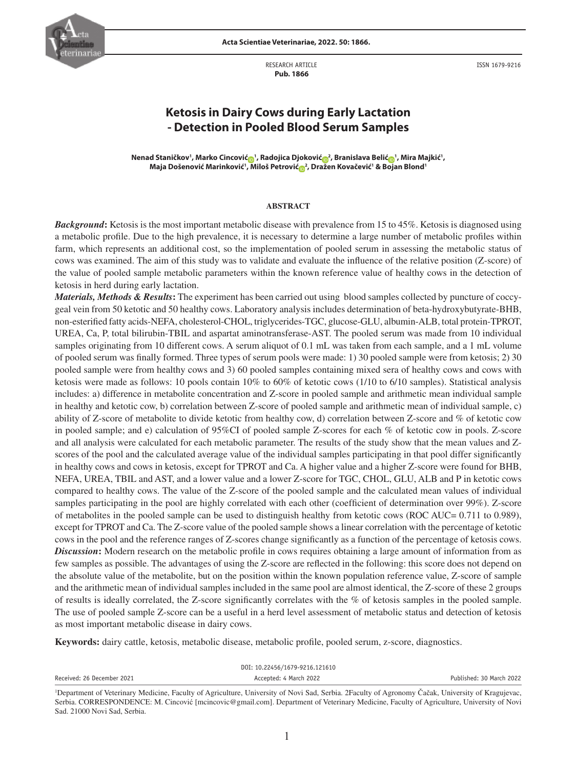RESEARCH ARTICLE
**Pub. 1866**

ISSN 1679-9216

# Ketosis in Dairy Cows during Early Lactation - Detection in Pooled Blood Serum Samples

**Nenad Staničkov[1], Marko Cincović[1], Radojica Djoković[2], Branislava Belić[1], Mira Majkić[1], Maja Došenović Marinković[1], Miloš Petrović[2], Dražen Kovačević[1] & Bojan Blond[1]**

## ABSTRACT

***Background*:** Ketosis is the most important metabolic disease with prevalence from 15 to 45%. Ketosis is diagnosed using a metabolic profile. Due to the high prevalence, it is necessary to determine a large number of metabolic profiles within farm, which represents an additional cost, so the implementation of pooled serum in assessing the metabolic status of cows was examined. The aim of this study was to validate and evaluate the influence of the relative position (Z-score) of the value of pooled sample metabolic parameters within the known reference value of healthy cows in the detection of ketosis in herd during early lactation.

***Materials, Methods & Results*:** The experiment has been carried out using blood samples collected by puncture of coccygeal vein from 50 ketotic and 50 healthy cows. Laboratory analysis includes determination of beta-hydroxybutyrate-BHB, non-esterified fatty acids-NEFA, cholesterol-CHOL, triglycerides-TGC, glucose-GLU, albumin-ALB, total protein-TPROT, UREA, Ca, P, total bilirubin-TBIL and aspartat aminotransferase-AST. The pooled serum was made from 10 individual samples originating from 10 different cows. A serum aliquot of 0.1 mL was taken from each sample, and a 1 mL volume of pooled serum was finally formed. Three types of serum pools were made: 1) 30 pooled sample were from ketosis; 2) 30 pooled sample were from healthy cows and 3) 60 pooled samples containing mixed sera of healthy cows and cows with ketosis were made as follows: 10 pools contain 10% to 60% of ketotic cows (1/10 to 6/10 samples). Statistical analysis includes: a) difference in metabolite concentration and Z-score in pooled sample and arithmetic mean individual sample in healthy and ketotic cow, b) correlation between Z-score of pooled sample and arithmetic mean of individual sample, c) ability of Z-score of metabolite to divide ketotic from healthy cow, d) correlation between Z-score and % of ketotic cow in pooled sample; and e) calculation of 95%CI of pooled sample Z-scores for each % of ketotic cow in pools. Z-score and all analysis were calculated for each metabolic parameter. The results of the study show that the mean values and Z-scores of the pool and the calculated average value of the individual samples participating in that pool differ significantly in healthy cows and cows in ketosis, except for TPROT and Ca. A higher value and a higher Z-score were found for BHB, NEFA, UREA, TBIL and AST, and a lower value and a lower Z-score for TGC, CHOL, GLU, ALB and P in ketotic cows compared to healthy cows. The value of the Z-score of the pooled sample and the calculated mean values of individual samples participating in the pool are highly correlated with each other (coefficient of determination over 99%). Z-score of metabolites in the pooled sample can be used to distinguish healthy from ketotic cows (ROC AUC= 0.711 to 0.989), except for TPROT and Ca. The Z-score value of the pooled sample shows a linear correlation with the percentage of ketotic cows in the pool and the reference ranges of Z-scores change significantly as a function of the percentage of ketosis cows.

***Discussion*:** Modern research on the metabolic profile in cows requires obtaining a large amount of information from as few samples as possible. The advantages of using the Z-score are reflected in the following: this score does not depend on the absolute value of the metabolite, but on the position within the known population reference value, Z-score of sample and the arithmetic mean of individual samples included in the same pool are almost identical, the Z-score of these 2 groups of results is ideally correlated, the Z-score significantly correlates with the % of ketosis samples in the pooled sample. The use of pooled sample Z-score can be a useful in a herd level assessment of metabolic status and detection of ketosis as most important metabolic disease in dairy cows.

**Keywords:** dairy cattle, ketosis, metabolic disease, metabolic profile, pooled serum, z-score, diagnostics.

DOI: 10.22456/1679-9216.121610

Received: 26 December 2021 | Accepted: 4 March 2022 | Published: 30 March 2022

[1]Department of Veterinary Medicine, Faculty of Agriculture, University of Novi Sad, Serbia. 2Faculty of Agronomy Čačak, University of Kragujevac, Serbia. CORRESPONDENCE: M. Cincović [mcincovic@gmail.com]. Department of Veterinary Medicine, Faculty of Agriculture, University of Novi Sad. 21000 Novi Sad, Serbia.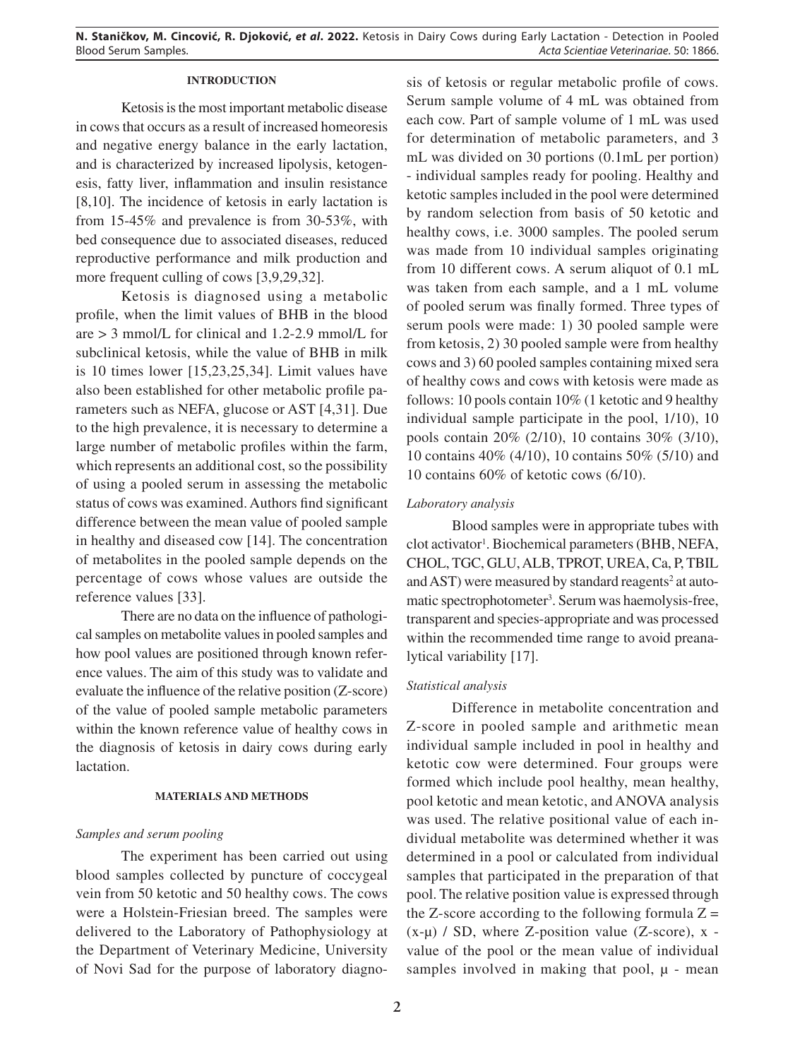## INTRODUCTION

Ketosis is the most important metabolic disease in cows that occurs as a result of increased homeoresis and negative energy balance in the early lactation, and is characterized by increased lipolysis, ketogenesis, fatty liver, inflammation and insulin resistance [8,10]. The incidence of ketosis in early lactation is from 15-45% and prevalence is from 30-53%, with bed consequence due to associated diseases, reduced reproductive performance and milk production and more frequent culling of cows [3,9,29,32].

Ketosis is diagnosed using a metabolic profile, when the limit values of BHB in the blood are > 3 mmol/L for clinical and 1.2-2.9 mmol/L for subclinical ketosis, while the value of BHB in milk is 10 times lower [15,23,25,34]. Limit values have also been established for other metabolic profile parameters such as NEFA, glucose or AST [4,31]. Due to the high prevalence, it is necessary to determine a large number of metabolic profiles within the farm, which represents an additional cost, so the possibility of using a pooled serum in assessing the metabolic status of cows was examined. Authors find significant difference between the mean value of pooled sample in healthy and diseased cow [14]. The concentration of metabolites in the pooled sample depends on the percentage of cows whose values are outside the reference values [33].

There are no data on the influence of pathological samples on metabolite values in pooled samples and how pool values are positioned through known reference values. The aim of this study was to validate and evaluate the influence of the relative position (Z-score) of the value of pooled sample metabolic parameters within the known reference value of healthy cows in the diagnosis of ketosis in dairy cows during early lactation.

## MATERIALS AND METHODS

### *Samples and serum pooling*

The experiment has been carried out using blood samples collected by puncture of coccygeal vein from 50 ketotic and 50 healthy cows. The cows were a Holstein-Friesian breed. The samples were delivered to the Laboratory of Pathophysiology at the Department of Veterinary Medicine, University of Novi Sad for the purpose of laboratory diagnosis of ketosis or regular metabolic profile of cows. Serum sample volume of 4 mL was obtained from each cow. Part of sample volume of 1 mL was used for determination of metabolic parameters, and 3 mL was divided on 30 portions (0.1mL per portion) - individual samples ready for pooling. Healthy and ketotic samples included in the pool were determined by random selection from basis of 50 ketotic and healthy cows, i.e. 3000 samples. The pooled serum was made from 10 individual samples originating from 10 different cows. A serum aliquot of 0.1 mL was taken from each sample, and a 1 mL volume of pooled serum was finally formed. Three types of serum pools were made: 1) 30 pooled sample were from ketosis, 2) 30 pooled sample were from healthy cows and 3) 60 pooled samples containing mixed sera of healthy cows and cows with ketosis were made as follows: 10 pools contain 10% (1 ketotic and 9 healthy individual sample participate in the pool, 1/10), 10 pools contain 20% (2/10), 10 contains 30% (3/10), 10 contains 40% (4/10), 10 contains 50% (5/10) and 10 contains 60% of ketotic cows (6/10).

### *Laboratory analysis*

Blood samples were in appropriate tubes with clot activator[1]. Biochemical parameters (BHB, NEFA, CHOL, TGC, GLU, ALB, TPROT, UREA, Ca, P, TBIL and AST) were measured by standard reagents[2] at automatic spectrophotometer[3]. Serum was haemolysis-free, transparent and species-appropriate and was processed within the recommended time range to avoid preanalytical variability [17].

### *Statistical analysis*

Difference in metabolite concentration and Z-score in pooled sample and arithmetic mean individual sample included in pool in healthy and ketotic cow were determined. Four groups were formed which include pool healthy, mean healthy, pool ketotic and mean ketotic, and ANOVA analysis was used. The relative positional value of each individual metabolite was determined whether it was determined in a pool or calculated from individual samples that participated in the preparation of that pool. The relative position value is expressed through the Z-score according to the following formula $Z = (x-\mu) / SD$, where Z-position value (Z-score), x - value of the pool or the mean value of individual samples involved in making that pool, $\mu$ - mean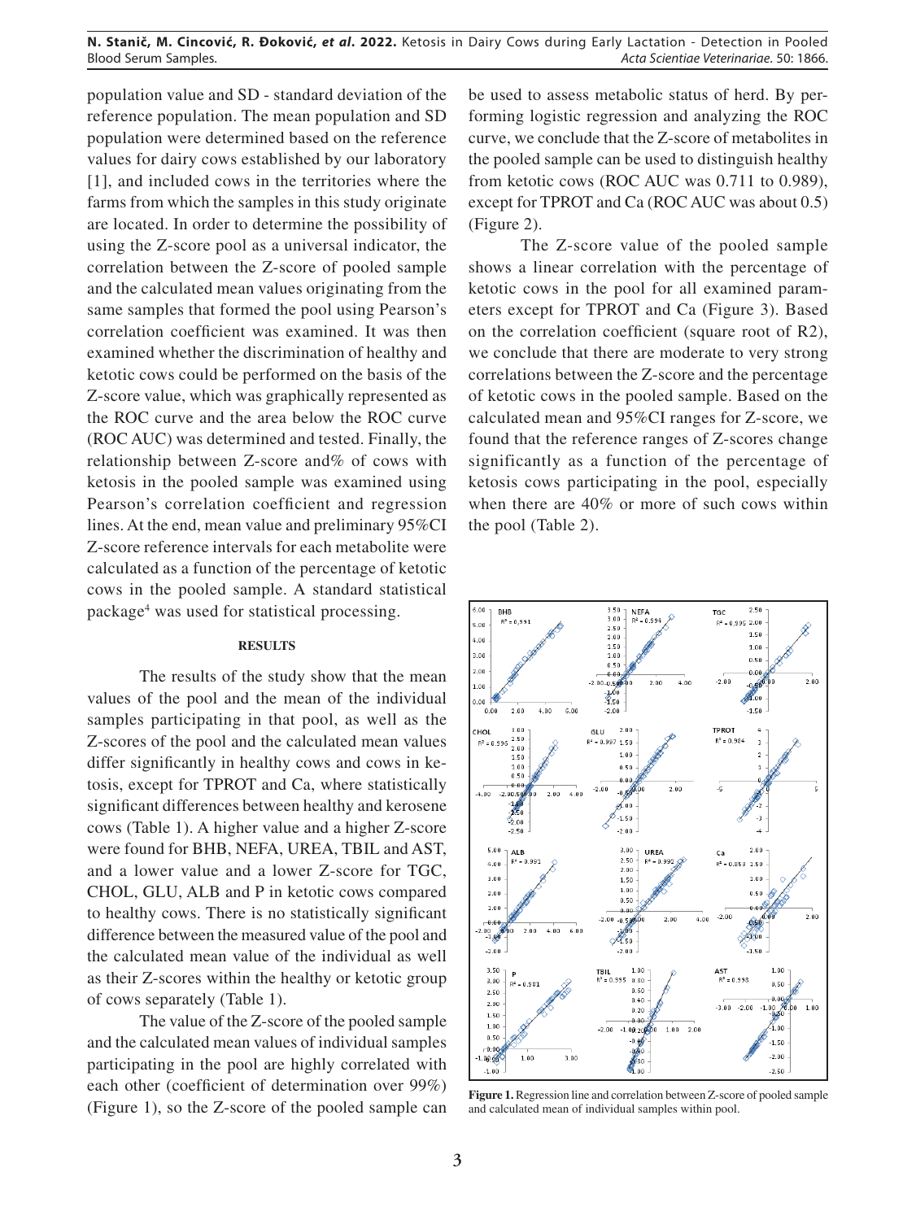population value and SD - standard deviation of the reference population. The mean population and SD population were determined based on the reference values for dairy cows established by our laboratory [1], and included cows in the territories where the farms from which the samples in this study originate are located. In order to determine the possibility of using the Z-score pool as a universal indicator, the correlation between the Z-score of pooled sample and the calculated mean values originating from the same samples that formed the pool using Pearson's correlation coefficient was examined. It was then examined whether the discrimination of healthy and ketotic cows could be performed on the basis of the Z-score value, which was graphically represented as the ROC curve and the area below the ROC curve (ROC AUC) was determined and tested. Finally, the relationship between Z-score and% of cows with ketosis in the pooled sample was examined using Pearson's correlation coefficient and regression lines. At the end, mean value and preliminary 95%CI Z-score reference intervals for each metabolite were calculated as a function of the percentage of ketotic cows in the pooled sample. A standard statistical package[4] was used for statistical processing.

## RESULTS

The results of the study show that the mean values of the pool and the mean of the individual samples participating in that pool, as well as the Z-scores of the pool and the calculated mean values differ significantly in healthy cows and cows in ketosis, except for TPROT and Ca, where statistically significant differences between healthy and kerosene cows (Table 1). A higher value and a higher Z-score were found for BHB, NEFA, UREA, TBIL and AST, and a lower value and a lower Z-score for TGC, CHOL, GLU, ALB and P in ketotic cows compared to healthy cows. There is no statistically significant difference between the measured value of the pool and the calculated mean value of the individual as well as their Z-scores within the healthy or ketotic group of cows separately (Table 1).

The value of the Z-score of the pooled sample and the calculated mean values of individual samples participating in the pool are highly correlated with each other (coefficient of determination over 99%) (Figure 1), so the Z-score of the pooled sample can be used to assess metabolic status of herd. By performing logistic regression and analyzing the ROC curve, we conclude that the Z-score of metabolites in the pooled sample can be used to distinguish healthy from ketotic cows (ROC AUC was 0.711 to 0.989), except for TPROT and Ca (ROC AUC was about 0.5) (Figure 2).

The Z-score value of the pooled sample shows a linear correlation with the percentage of ketotic cows in the pool for all examined parameters except for TPROT and Ca (Figure 3). Based on the correlation coefficient (square root of R2), we conclude that there are moderate to very strong correlations between the Z-score and the percentage of ketotic cows in the pooled sample. Based on the calculated mean and 95%CI ranges for Z-score, we found that the reference ranges of Z-scores change significantly as a function of the percentage of ketosis cows participating in the pool, especially when there are 40% or more of such cows within the pool (Table 2).

**Figure 1.** Regression line and correlation between Z-score of pooled sample and calculated mean of individual samples within pool.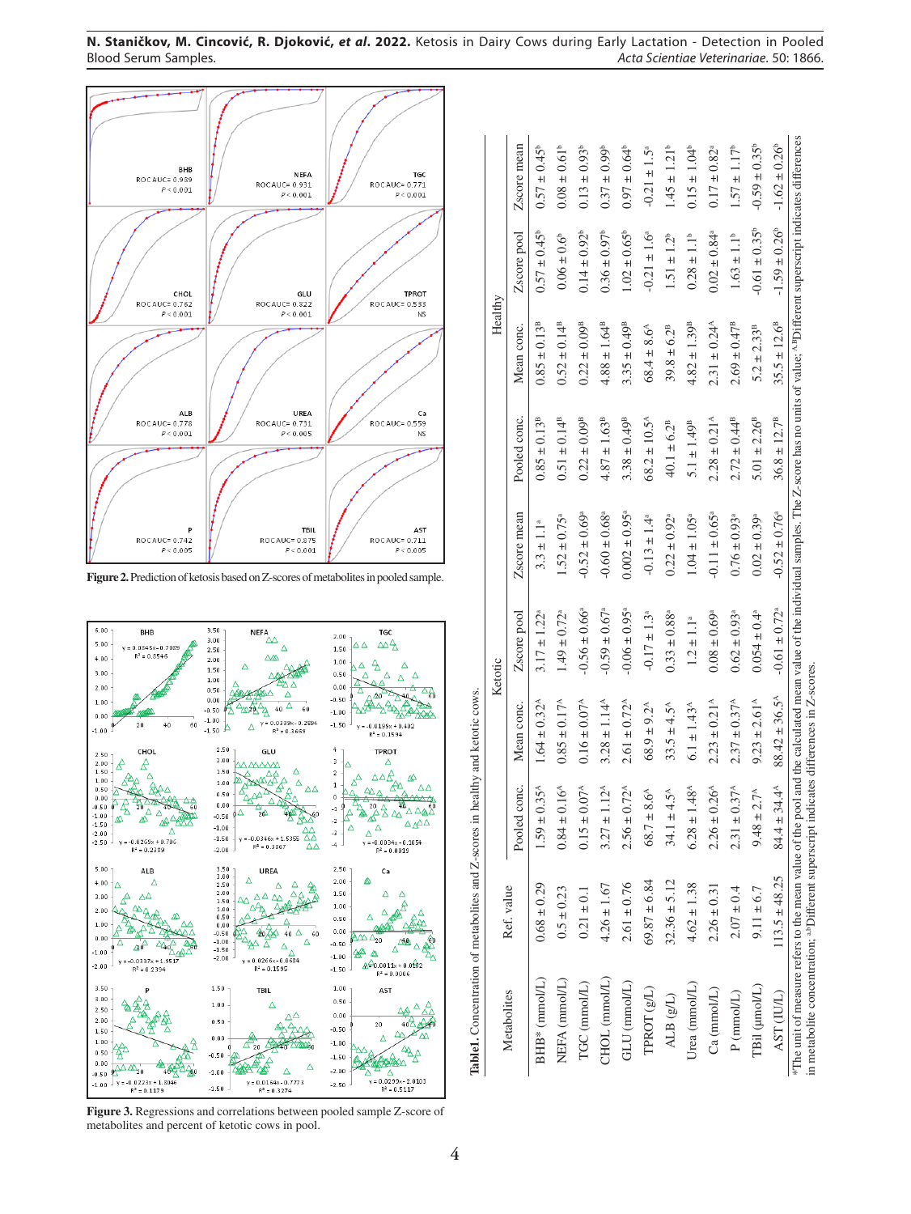Figure 2. Prediction of ketosis based on Z-scores of metabolites in pooled sample.

Figure 3. Regressions and correlations between pooled sample Z-score of metabolites and percent of ketotic cows in pool.

Table 1. Concentration of metabolites and Z-scores in healthy and ketotic cows.

| Metabolites | Ref. value | Ketotic | | | | Healthy | | | |
|---|---|---|---|---|---|---|---|---|---|
| | | Pooled conc. | Mean conc. | Zscore pool | Zscore mean | Pooled conc. | Mean conc. | Zscore pool | Zscore mean |
| BHB* (mmol/L) | 0.68 ± 0.29 | 1.59 ± 0.35[A] | 1.64 ± 0.32[A] | 3.17 ± 1.22[a] | 3.3 ± 1.1[a] | 0.85 ± 0.13[B] | 0.85 ± 0.13[B] | 0.57 ± 0.45[b] | 0.57 ± 0.45[b] |
| NEFA (mmol/L) | 0.5 ± 0.23 | 0.84 ± 0.16[A] | 0.85 ± 0.17[A] | 1.49 ± 0.72[a] | 1.52 ± 0.75[a] | 0.51 ± 0.14[B] | 0.52 ± 0.14[B] | 0.06 ± 0.6[b] | 0.08 ± 0.61[b] |
| TGC (mmol/L) | 0.21 ± 0.1 | 0.15 ± 0.07[A] | 0.16 ± 0.07[A] | -0.56 ± 0.66[a] | -0.52 ± 0.69[a] | 0.22 ± 0.09[B] | 0.22 ± 0.09[B] | 0.14 ± 0.92[b] | 0.13 ± 0.93[b] |
| CHOL (mmol/L) | 4.26 ± 1.67 | 3.27 ± 1.12[A] | 3.28 ± 1.14[A] | -0.59 ± 0.67[a] | -0.60 ± 0.68[a] | 4.87 ± 1.63[B] | 4.88 ± 1.64[B] | 0.36 ± 0.97[b] | 0.37 ± 0.99[b] |
| GLU (mmol/L) | 2.61 ± 0.76 | 2.56 ± 0.72[A] | 2.61 ± 0.72[A] | -0.06 ± 0.95[a] | 0.002 ± 0.95[a] | 3.38 ± 0.49[B] | 3.35 ± 0.49[B] | 1.02 ± 0.65[b] | 0.97 ± 0.64[b] |
| TPROT (g/L) | 69.87 ± 6.84 | 68.7 ± 8.6[A] | 68.9 ± 9.2[A] | -0.17 ± 1.3[a] | -0.13 ± 1.4[a] | 68.2 ± 10.5[A] | 68.4 ± 8.6[A] | -0.21 ± 1.6[a] | -0.21 ± 1.5[a] |
| ALB (g/L) | 32.36 ± 5.12 | 34.1 ± 4.5[A] | 33.5 ± 4.5[A] | 0.33 ± 0.88[a] | 0.22 ± 0.92[a] | 40.1 ± 6.2[B] | 39.8 ± 6.2[B] | 1.51 ± 1.2[b] | 1.45 ± 1.21[b] |
| Urea (mmol/L) | 4.62 ± 1.38 | 6.28 ± 1.48[A] | 6.1 ± 1.43[A] | 1.2 ± 1.1[a] | 1.04 ± 1.05[a] | 5.1 ± 1.49[B] | 4.82 ± 1.39[B] | 0.28 ± 1.1[b] | 0.15 ± 1.04[b] |
| Ca (mmol/L) | 2.26 ± 0.31 | 2.26 ± 0.26[A] | 2.23 ± 0.21[A] | 0.08 ± 0.69[a] | -0.11 ± 0.65[a] | 2.28 ± 0.21[A] | 2.31 ± 0.24[A] | 0.02 ± 0.84[a] | 0.17 ± 0.82[a] |
| P (mmol/L) | 2.07 ± 0.4 | 2.31 ± 0.37[A] | 2.37 ± 0.37[A] | 0.62 ± 0.93[a] | 0.76 ± 0.93[a] | 2.72 ± 0.44[B] | 2.69 ± 0.47[B] | 1.63 ± 1.1[b] | 1.57 ± 1.17[b] |
| TBil (μmol/L) | 9.11 ± 6.7 | 9.48 ± 2.7[A] | 9.23 ± 2.61[A] | 0.054 ± 0.4[a] | 0.02 ± 0.39[a] | 5.01 ± 2.26[B] | 5.2 ± 2.33[B] | -0.61 ± 0.35[b] | -0.59 ± 0.35[b] |
| AST (IU/L) | 113.5 ± 48.25 | 84.4 ± 34.4[A] | 88.42 ± 36.5[A] | -0.61 ± 0.72[a] | -0.52 ± 0.76[a] | 36.8 ± 12.7[B] | 35.5 ± 12.6[B] | -1.59 ± 0.26[b] | -1.62 ± 0.26[b] |

*The unit of measure refers to the mean value of the pool and the calculated mean value of the individual samples. The Z-score has no units of value; [A,B]Different superscript indicates differences in metabolite concentration; [a,b]Different superscript indicates differences in Z-scores.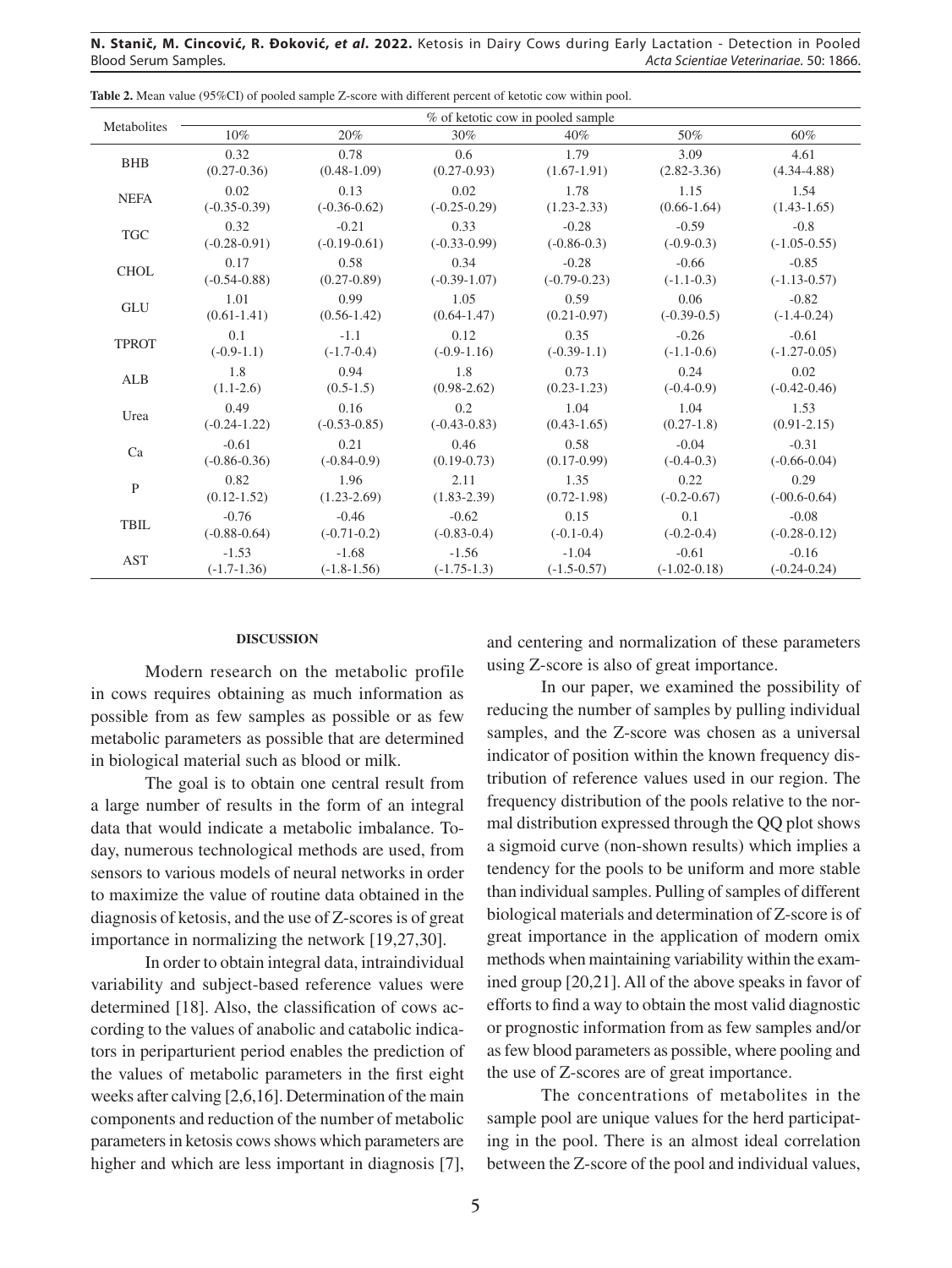**Table 2.** Mean value (95%CI) of pooled sample Z-score with different percent of ketotic cow within pool.

| Metabolites | % of ketotic cow in pooled sample | | | | | |
|---|---|---|---|---|---|---|
| | 10% | 20% | 30% | 40% | 50% | 60% |
| BHB | 0.32 (0.27-0.36) | 0.78 (0.48-1.09) | 0.6 (0.27-0.93) | 1.79 (1.67-1.91) | 3.09 (2.82-3.36) | 4.61 (4.34-4.88) |
| NEFA | 0.02 (-0.35-0.39) | 0.13 (-0.36-0.62) | 0.02 (-0.25-0.29) | 1.78 (1.23-2.33) | 1.15 (0.66-1.64) | 1.54 (1.43-1.65) |
| TGC | 0.32 (-0.28-0.91) | -0.21 (-0.19-0.61) | 0.33 (-0.33-0.99) | -0.28 (-0.86-0.3) | -0.59 (-0.9-0.3) | -0.8 (-1.05-0.55) |
| CHOL | 0.17 (-0.54-0.88) | 0.58 (0.27-0.89) | 0.34 (-0.39-1.07) | -0.28 (-0.79-0.23) | -0.66 (-1.1-0.3) | -0.85 (-1.13-0.57) |
| GLU | 1.01 (0.61-1.41) | 0.99 (0.56-1.42) | 1.05 (0.64-1.47) | 0.59 (0.21-0.97) | 0.06 (-0.39-0.5) | -0.82 (-1.4-0.24) |
| TPROT | 0.1 (-0.9-1.1) | -1.1 (-1.7-0.4) | 0.12 (-0.9-1.16) | 0.35 (-0.39-1.1) | -0.26 (-1.1-0.6) | -0.61 (-1.27-0.05) |
| ALB | 1.8 (1.1-2.6) | 0.94 (0.5-1.5) | 1.8 (0.98-2.62) | 0.73 (0.23-1.23) | 0.24 (-0.4-0.9) | 0.02 (-0.42-0.46) |
| Urea | 0.49 (-0.24-1.22) | 0.16 (-0.53-0.85) | 0.2 (-0.43-0.83) | 1.04 (0.43-1.65) | 1.04 (0.27-1.8) | 1.53 (0.91-2.15) |
| Ca | -0.61 (-0.86-0.36) | 0.21 (-0.84-0.9) | 0.46 (0.19-0.73) | 0.58 (0.17-0.99) | -0.04 (-0.4-0.3) | -0.31 (-0.66-0.04) |
| P | 0.82 (0.12-1.52) | 1.96 (1.23-2.69) | 2.11 (1.83-2.39) | 1.35 (0.72-1.98) | 0.22 (-0.2-0.67) | 0.29 (-00.6-0.64) |
| TBIL | -0.76 (-0.88-0.64) | -0.46 (-0.71-0.2) | -0.62 (-0.83-0.4) | 0.15 (-0.1-0.4) | 0.1 (-0.2-0.4) | -0.08 (-0.28-0.12) |
| AST | -1.53 (-1.7-1.36) | -1.68 (-1.8-1.56) | -1.56 (-1.75-1.3) | -1.04 (-1.5-0.57) | -0.61 (-1.02-0.18) | -0.16 (-0.24-0.24) |

## DISCUSSION

Modern research on the metabolic profile in cows requires obtaining as much information as possible from as few samples as possible or as few metabolic parameters as possible that are determined in biological material such as blood or milk.

The goal is to obtain one central result from a large number of results in the form of an integral data that would indicate a metabolic imbalance. Today, numerous technological methods are used, from sensors to various models of neural networks in order to maximize the value of routine data obtained in the diagnosis of ketosis, and the use of Z-scores is of great importance in normalizing the network [19,27,30].

In order to obtain integral data, intraindividual variability and subject-based reference values were determined [18]. Also, the classification of cows according to the values of anabolic and catabolic indicators in periparturient period enables the prediction of the values of metabolic parameters in the first eight weeks after calving [2,6,16]. Determination of the main components and reduction of the number of metabolic parameters in ketosis cows shows which parameters are higher and which are less important in diagnosis [7], and centering and normalization of these parameters using Z-score is also of great importance.

In our paper, we examined the possibility of reducing the number of samples by pulling individual samples, and the Z-score was chosen as a universal indicator of position within the known frequency distribution of reference values used in our region. The frequency distribution of the pools relative to the normal distribution expressed through the QQ plot shows a sigmoid curve (non-shown results) which implies a tendency for the pools to be uniform and more stable than individual samples. Pulling of samples of different biological materials and determination of Z-score is of great importance in the application of modern omix methods when maintaining variability within the examined group [20,21]. All of the above speaks in favor of efforts to find a way to obtain the most valid diagnostic or prognostic information from as few samples and/or as few blood parameters as possible, where pooling and the use of Z-scores are of great importance.

The concentrations of metabolites in the sample pool are unique values for the herd participating in the pool. There is an almost ideal correlation between the Z-score of the pool and individual values,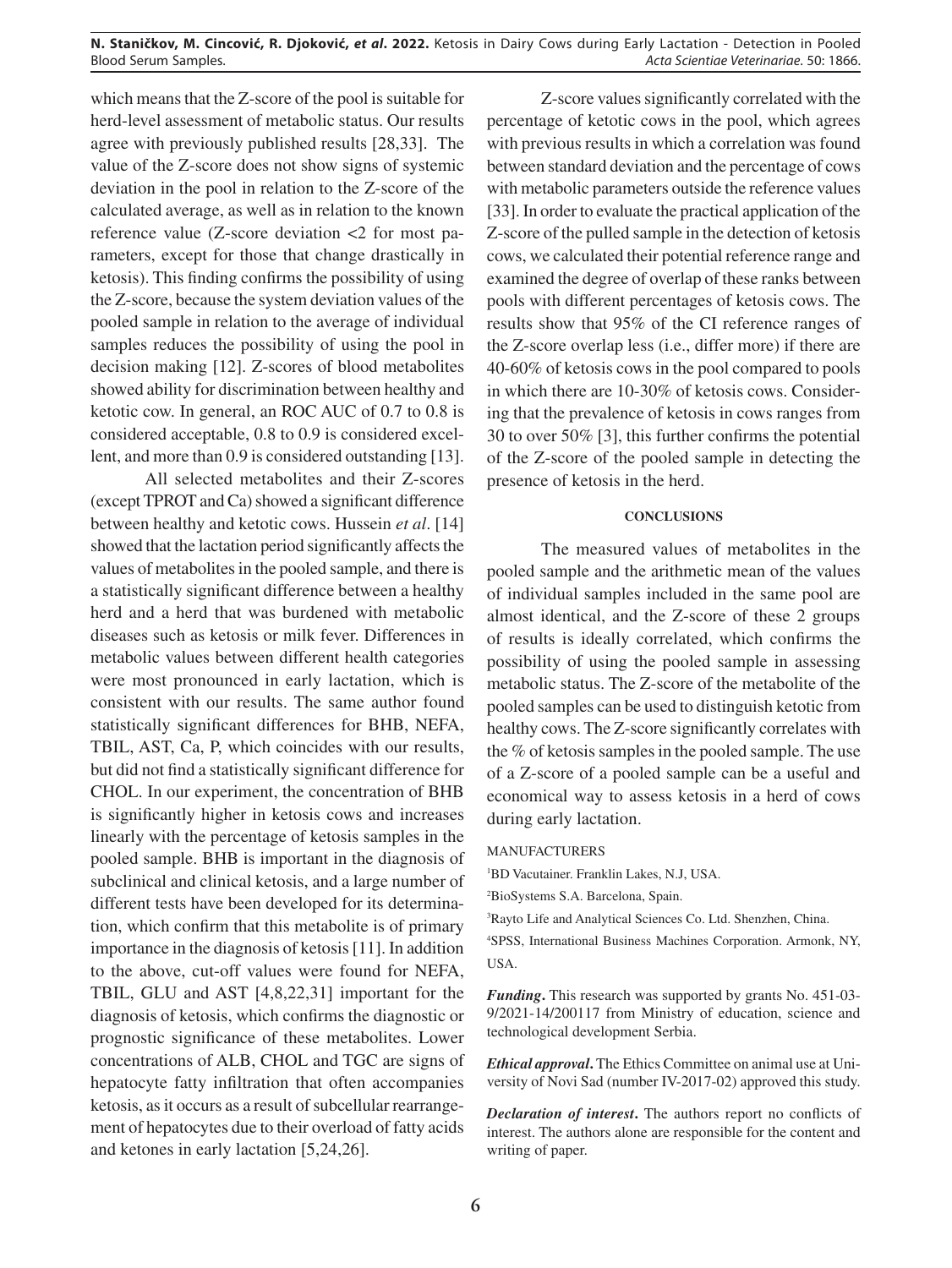which means that the Z-score of the pool is suitable for herd-level assessment of metabolic status. Our results agree with previously published results [28,33]. The value of the Z-score does not show signs of systemic deviation in the pool in relation to the Z-score of the calculated average, as well as in relation to the known reference value (Z-score deviation <2 for most parameters, except for those that change drastically in ketosis). This finding confirms the possibility of using the Z-score, because the system deviation values of the pooled sample in relation to the average of individual samples reduces the possibility of using the pool in decision making [12]. Z-scores of blood metabolites showed ability for discrimination between healthy and ketotic cow. In general, an ROC AUC of 0.7 to 0.8 is considered acceptable, 0.8 to 0.9 is considered excellent, and more than 0.9 is considered outstanding [13].

All selected metabolites and their Z-scores (except TPROT and Ca) showed a significant difference between healthy and ketotic cows. Hussein *et al*. [14] showed that the lactation period significantly affects the values of metabolites in the pooled sample, and there is a statistically significant difference between a healthy herd and a herd that was burdened with metabolic diseases such as ketosis or milk fever. Differences in metabolic values between different health categories were most pronounced in early lactation, which is consistent with our results. The same author found statistically significant differences for BHB, NEFA, TBIL, AST, Ca, P, which coincides with our results, but did not find a statistically significant difference for CHOL. In our experiment, the concentration of BHB is significantly higher in ketosis cows and increases linearly with the percentage of ketosis samples in the pooled sample. BHB is important in the diagnosis of subclinical and clinical ketosis, and a large number of different tests have been developed for its determination, which confirm that this metabolite is of primary importance in the diagnosis of ketosis [11]. In addition to the above, cut-off values were found for NEFA, TBIL, GLU and AST [4,8,22,31] important for the diagnosis of ketosis, which confirms the diagnostic or prognostic significance of these metabolites. Lower concentrations of ALB, CHOL and TGC are signs of hepatocyte fatty infiltration that often accompanies ketosis, as it occurs as a result of subcellular rearrangement of hepatocytes due to their overload of fatty acids and ketones in early lactation [5,24,26].

Z-score values significantly correlated with the percentage of ketotic cows in the pool, which agrees with previous results in which a correlation was found between standard deviation and the percentage of cows with metabolic parameters outside the reference values [33]. In order to evaluate the practical application of the Z-score of the pulled sample in the detection of ketosis cows, we calculated their potential reference range and examined the degree of overlap of these ranks between pools with different percentages of ketosis cows. The results show that 95% of the CI reference ranges of the Z-score overlap less (i.e., differ more) if there are 40-60% of ketosis cows in the pool compared to pools in which there are 10-30% of ketosis cows. Considering that the prevalence of ketosis in cows ranges from 30 to over 50% [3], this further confirms the potential of the Z-score of the pooled sample in detecting the presence of ketosis in the herd.

## CONCLUSIONS

The measured values of metabolites in the pooled sample and the arithmetic mean of the values of individual samples included in the same pool are almost identical, and the Z-score of these 2 groups of results is ideally correlated, which confirms the possibility of using the pooled sample in assessing metabolic status. The Z-score of the metabolite of the pooled samples can be used to distinguish ketotic from healthy cows. The Z-score significantly correlates with the % of ketosis samples in the pooled sample. The use of a Z-score of a pooled sample can be a useful and economical way to assess ketosis in a herd of cows during early lactation.

MANUFACTURERS

[1]BD Vacutainer. Franklin Lakes, N.J, USA.

[2]BioSystems S.A. Barcelona, Spain.

[3]Rayto Life and Analytical Sciences Co. Ltd. Shenzhen, China.

[4]SPSS, International Business Machines Corporation. Armonk, NY, USA.

***Funding*.** This research was supported by grants No. 451-03-9/2021-14/200117 from Ministry of education, science and technological development Serbia.

***Ethical approval*.** The Ethics Committee on animal use at University of Novi Sad (number IV-2017-02) approved this study.

***Declaration of interest*.** The authors report no conflicts of interest. The authors alone are responsible for the content and writing of paper.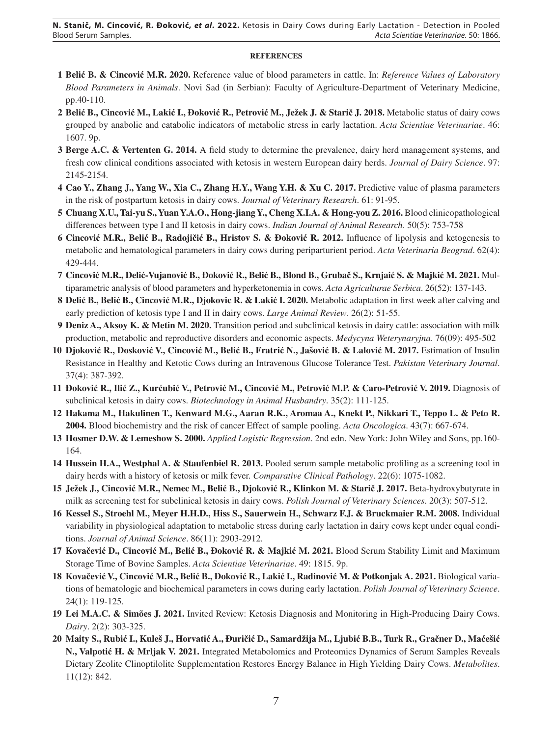#### REFERENCES

**1 Belić B. & Cincović M.R. 2020.** Reference value of blood parameters in cattle. In: *Reference Values of Laboratory Blood Parameters in Animals*. Novi Sad (in Serbian): Faculty of Agriculture-Department of Veterinary Medicine, pp.40-110.

**2 Belić B., Cincović M., Lakić I., Đoković R., Petrović M., Ježek J. & Starič J. 2018.** Metabolic status of dairy cows grouped by anabolic and catabolic indicators of metabolic stress in early lactation. *Acta Scientiae Veterinariae*. 46: 1607. 9p.

**3 Berge A.C. & Vertenten G. 2014.** A field study to determine the prevalence, dairy herd management systems, and fresh cow clinical conditions associated with ketosis in western European dairy herds. *Journal of Dairy Science*. 97: 2145-2154.

**4 Cao Y., Zhang J., Yang W., Xia C., Zhang H.Y., Wang Y.H. & Xu C. 2017.** Predictive value of plasma parameters in the risk of postpartum ketosis in dairy cows. *Journal of Veterinary Research*. 61: 91-95.

**5 Chuang X.U., Tai-yu S., Yuan Y.A.O., Hong-jiang Y., Cheng X.I.A. & Hong-you Z. 2016.** Blood clinicopathological differences between type I and II ketosis in dairy cows. *Indian Journal of Animal Research*. 50(5): 753-758

**6 Cincović M.R., Belić B., Radojičić B., Hristov S. & Đoković R. 2012.** Influence of lipolysis and ketogenesis to metabolic and hematological parameters in dairy cows during periparturient period. *Acta Veterinaria Beograd*. 62(4): 429-444.

**7 Cincović M.R., Delić-Vujanović B., Đoković R., Belić B., Blond B., Grubač S., Krnjaić S. & Majkić M. 2021.** Multiparametric analysis of blood parameters and hyperketonemia in cows. *Acta Agriculturae Serbica*. 26(52): 137-143.

**8 Delić B., Belić B., Cincović M.R., Djokovic R. & Lakić I. 2020.** Metabolic adaptation in first week after calving and early prediction of ketosis type I and II in dairy cows. *Large Animal Review*. 26(2): 51-55.

**9 Deniz A., Aksoy K. & Metin M. 2020.** Transition period and subclinical ketosis in dairy cattle: association with milk production, metabolic and reproductive disorders and economic aspects. *Medycyna Weterynaryjna*. 76(09): 495-502

**10 Djoković R., Dosković V., Cincović M., Belić B., Fratrić N., Jašović B. & Lalović M. 2017.** Estimation of Insulin Resistance in Healthy and Ketotic Cows during an Intravenous Glucose Tolerance Test. *Pakistan Veterinary Journal*. 37(4): 387-392.

**11 Đoković R., Ilić Z., Kurćubić V., Petrović M., Cincović M., Petrović M.P. & Caro-Petrović V. 2019.** Diagnosis of subclinical ketosis in dairy cows. *Biotechnology in Animal Husbandry*. 35(2): 111-125.

**12 Hakama M., Hakulinen T., Kenward M.G., Aaran R.K., Aromaa A., Knekt P., Nikkari T., Teppo L. & Peto R. 2004.** Blood biochemistry and the risk of cancer Effect of sample pooling. *Acta Oncologica*. 43(7): 667-674.

**13 Hosmer D.W. & Lemeshow S. 2000.** *Applied Logistic Regression*. 2nd edn. New York: John Wiley and Sons, pp.160-164.

**14 Hussein H.A., Westphal A. & Staufenbiel R. 2013.** Pooled serum sample metabolic profiling as a screening tool in dairy herds with a history of ketosis or milk fever. *Comparative Clinical Pathology*. 22(6): 1075-1082.

**15 Ježek J., Cincović M.R., Nemec M., Belić B., Djoković R., Klinkon M. & Starič J. 2017.** Beta-hydroxybutyrate in milk as screening test for subclinical ketosis in dairy cows. *Polish Journal of Veterinary Sciences*. 20(3): 507-512.

**16 Kessel S., Stroehl M., Meyer H.H.D., Hiss S., Sauerwein H., Schwarz F.J. & Bruckmaier R.M. 2008.** Individual variability in physiological adaptation to metabolic stress during early lactation in dairy cows kept under equal conditions. *Journal of Animal Science*. 86(11): 2903-2912.

**17 Kovačević D., Cincović M., Belić B., Đoković R. & Majkić M. 2021.** Blood Serum Stability Limit and Maximum Storage Time of Bovine Samples. *Acta Scientiae Veterinariae*. 49: 1815. 9p.

**18 Kovačević V., Cincović M.R., Belić B., Đoković R., Lakić I., Radinović M. & Potkonjak A. 2021.** Biological variations of hematologic and biochemical parameters in cows during early lactation. *Polish Journal of Veterinary Science*. 24(1): 119-125.

**19 Lei M.A.C. & Simões J. 2021.** Invited Review: Ketosis Diagnosis and Monitoring in High-Producing Dairy Cows. *Dairy*. 2(2): 303-325.

**20 Maity S., Rubić I., Kuleš J., Horvatić A., Đuričić D., Samardžija M., Ljubić B.B., Turk R., Gračner D., Maćešić N., Valpotić H. & Mrljak V. 2021.** Integrated Metabolomics and Proteomics Dynamics of Serum Samples Reveals Dietary Zeolite Clinoptilolite Supplementation Restores Energy Balance in High Yielding Dairy Cows. *Metabolites*. 11(12): 842.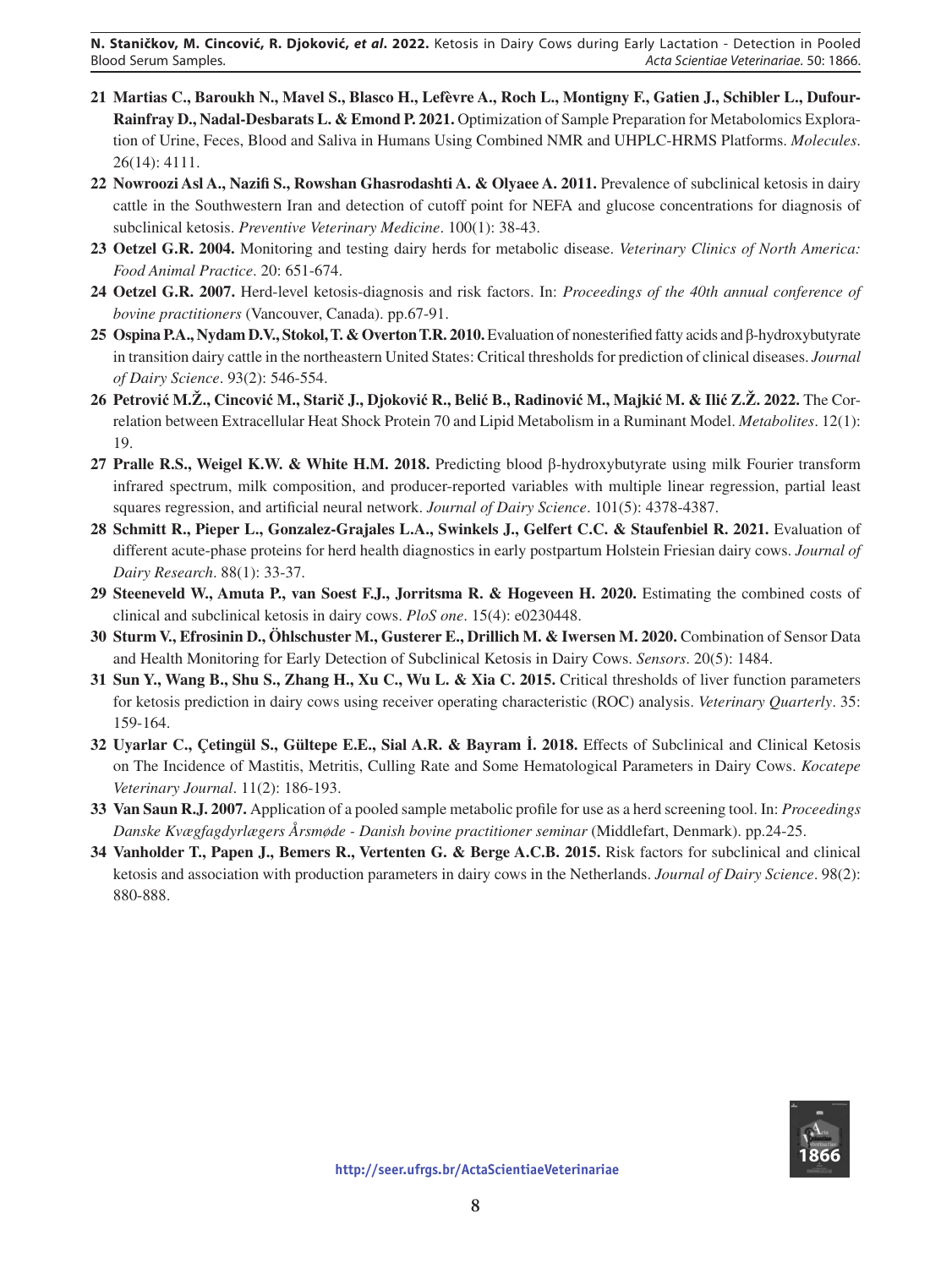**21 Martias C., Baroukh N., Mavel S., Blasco H., Lefèvre A., Roch L., Montigny F., Gatien J., Schibler L., Dufour-Rainfray D., Nadal-Desbarats L. & Emond P. 2021.** Optimization of Sample Preparation for Metabolomics Exploration of Urine, Feces, Blood and Saliva in Humans Using Combined NMR and UHPLC-HRMS Platforms. *Molecules*. 26(14): 4111.

**22 Nowroozi Asl A., Nazifi S., Rowshan Ghasrodashti A. & Olyaee A. 2011.** Prevalence of subclinical ketosis in dairy cattle in the Southwestern Iran and detection of cutoff point for NEFA and glucose concentrations for diagnosis of subclinical ketosis. *Preventive Veterinary Medicine*. 100(1): 38-43.

**23 Oetzel G.R. 2004.** Monitoring and testing dairy herds for metabolic disease. *Veterinary Clinics of North America: Food Animal Practice*. 20: 651-674.

**24 Oetzel G.R. 2007.** Herd-level ketosis-diagnosis and risk factors. In: *Proceedings of the 40th annual conference of bovine practitioners* (Vancouver, Canada). pp.67-91.

**25 Ospina P.A., Nydam D.V., Stokol, T. & Overton T.R. 2010.** Evaluation of nonesterified fatty acids and β-hydroxybutyrate in transition dairy cattle in the northeastern United States: Critical thresholds for prediction of clinical diseases. *Journal of Dairy Science*. 93(2): 546-554.

**26 Petrović M.Ž., Cincović M., Starič J., Djoković R., Belić B., Radinović M., Majkić M. & Ilić Z.Ž. 2022.** The Correlation between Extracellular Heat Shock Protein 70 and Lipid Metabolism in a Ruminant Model. *Metabolites*. 12(1): 19.

**27 Pralle R.S., Weigel K.W. & White H.M. 2018.** Predicting blood β-hydroxybutyrate using milk Fourier transform infrared spectrum, milk composition, and producer-reported variables with multiple linear regression, partial least squares regression, and artificial neural network. *Journal of Dairy Science*. 101(5): 4378-4387.

**28 Schmitt R., Pieper L., Gonzalez-Grajales L.A., Swinkels J., Gelfert C.C. & Staufenbiel R. 2021.** Evaluation of different acute-phase proteins for herd health diagnostics in early postpartum Holstein Friesian dairy cows. *Journal of Dairy Research*. 88(1): 33-37.

**29 Steeneveld W., Amuta P., van Soest F.J., Jorritsma R. & Hogeveen H. 2020.** Estimating the combined costs of clinical and subclinical ketosis in dairy cows. *PloS one*. 15(4): e0230448.

**30 Sturm V., Efrosinin D., Öhlschuster M., Gusterer E., Drillich M. & Iwersen M. 2020.** Combination of Sensor Data and Health Monitoring for Early Detection of Subclinical Ketosis in Dairy Cows. *Sensors*. 20(5): 1484.

**31 Sun Y., Wang B., Shu S., Zhang H., Xu C., Wu L. & Xia C. 2015.** Critical thresholds of liver function parameters for ketosis prediction in dairy cows using receiver operating characteristic (ROC) analysis. *Veterinary Quarterly*. 35: 159-164.

**32 Uyarlar C., Çetingül S., Gültepe E.E., Sial A.R. & Bayram İ. 2018.** Effects of Subclinical and Clinical Ketosis on The Incidence of Mastitis, Metritis, Culling Rate and Some Hematological Parameters in Dairy Cows. *Kocatepe Veterinary Journal*. 11(2): 186-193.

**33 Van Saun R.J. 2007.** Application of a pooled sample metabolic profile for use as a herd screening tool. In: *Proceedings Danske Kvægfagdyrlægers Årsmøde - Danish bovine practitioner seminar* (Middlefart, Denmark). pp.24-25.

**34 Vanholder T., Papen J., Bemers R., Vertenten G. & Berge A.C.B. 2015.** Risk factors for subclinical and clinical ketosis and association with production parameters in dairy cows in the Netherlands. *Journal of Dairy Science*. 98(2): 880-888.